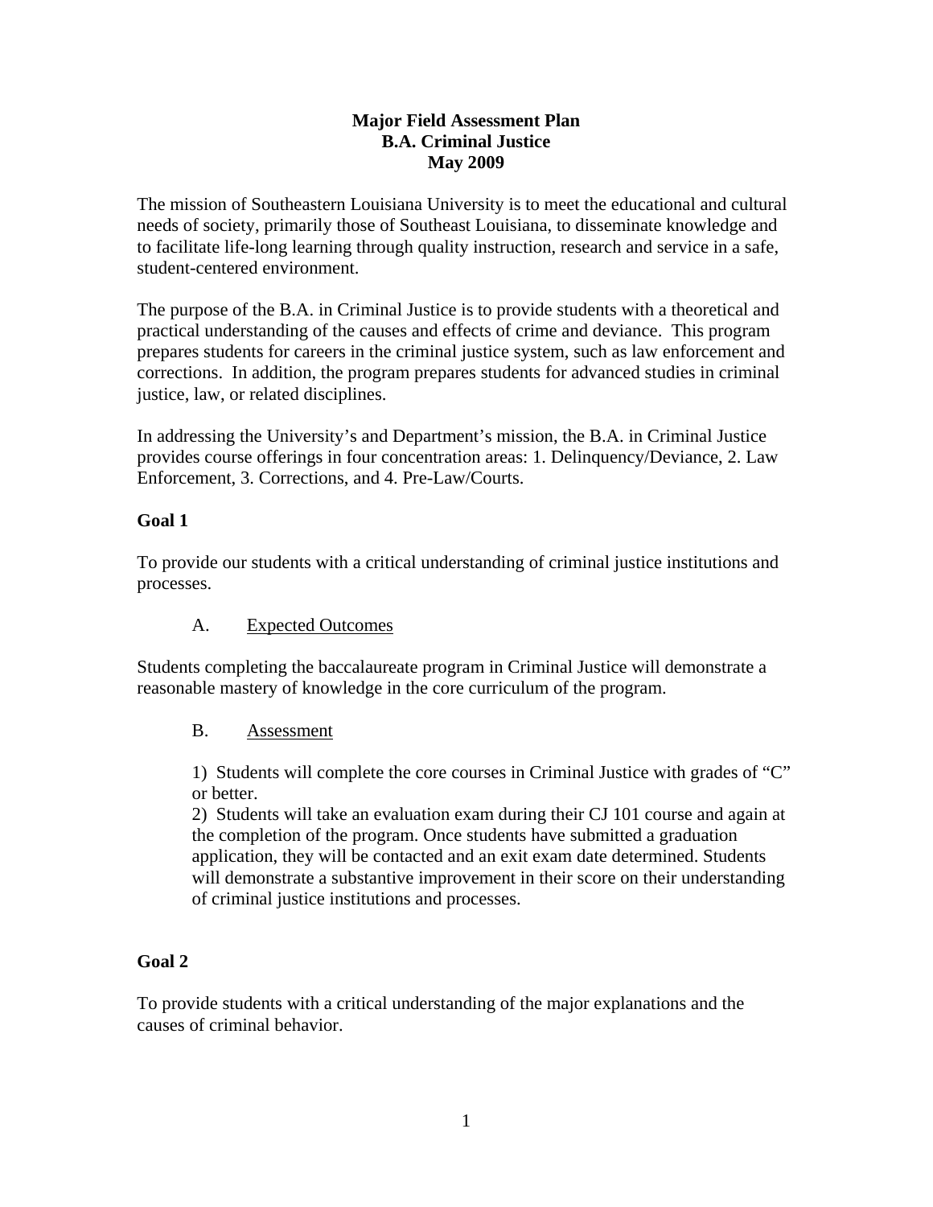# Major Field Assessment Plan
# B.A. Criminal Justice
# May 2009

The mission of Southeastern Louisiana University is to meet the educational and cultural needs of society, primarily those of Southeast Louisiana, to disseminate knowledge and to facilitate life-long learning through quality instruction, research and service in a safe, student-centered environment.

The purpose of the B.A. in Criminal Justice is to provide students with a theoretical and practical understanding of the causes and effects of crime and deviance. This program prepares students for careers in the criminal justice system, such as law enforcement and corrections. In addition, the program prepares students for advanced studies in criminal justice, law, or related disciplines.

In addressing the University's and Department's mission, the B.A. in Criminal Justice provides course offerings in four concentration areas: 1. Delinquency/Deviance, 2. Law Enforcement, 3. Corrections, and 4. Pre-Law/Courts.

## Goal 1

To provide our students with a critical understanding of criminal justice institutions and processes.

A. Expected Outcomes

Students completing the baccalaureate program in Criminal Justice will demonstrate a reasonable mastery of knowledge in the core curriculum of the program.

B. Assessment

1) Students will complete the core courses in Criminal Justice with grades of "C" or better.
2) Students will take an evaluation exam during their CJ 101 course and again at the completion of the program. Once students have submitted a graduation application, they will be contacted and an exit exam date determined. Students will demonstrate a substantive improvement in their score on their understanding of criminal justice institutions and processes.

## Goal 2

To provide students with a critical understanding of the major explanations and the causes of criminal behavior.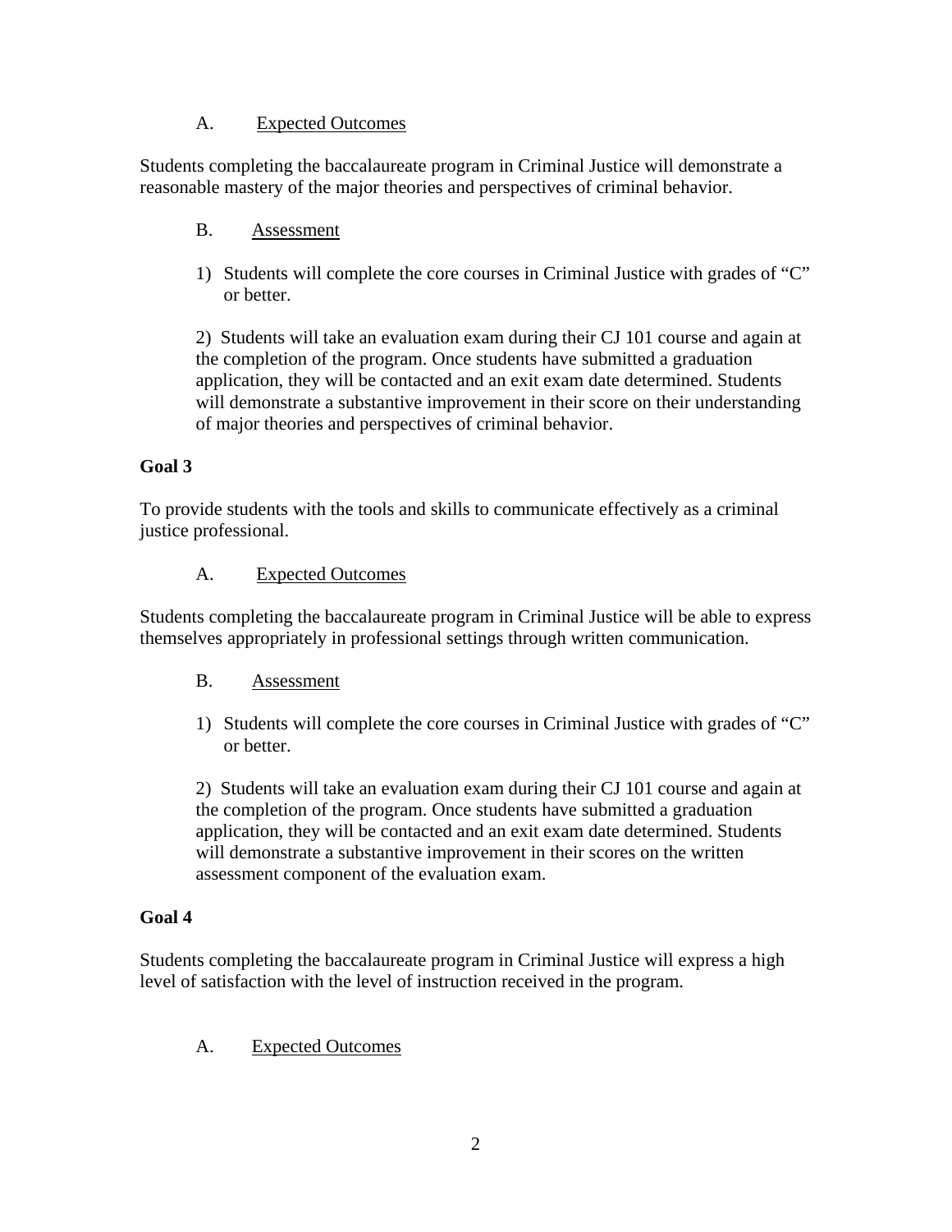A. <u>Expected Outcomes</u>

Students completing the baccalaureate program in Criminal Justice will demonstrate a reasonable mastery of the major theories and perspectives of criminal behavior.

B. <u>Assessment</u>

1) Students will complete the core courses in Criminal Justice with grades of "C" or better.

2) Students will take an evaluation exam during their CJ 101 course and again at the completion of the program. Once students have submitted a graduation application, they will be contacted and an exit exam date determined. Students will demonstrate a substantive improvement in their score on their understanding of major theories and perspectives of criminal behavior.

**Goal 3**

To provide students with the tools and skills to communicate effectively as a criminal justice professional.

A. <u>Expected Outcomes</u>

Students completing the baccalaureate program in Criminal Justice will be able to express themselves appropriately in professional settings through written communication.

B. <u>Assessment</u>

1) Students will complete the core courses in Criminal Justice with grades of "C" or better.

2) Students will take an evaluation exam during their CJ 101 course and again at the completion of the program. Once students have submitted a graduation application, they will be contacted and an exit exam date determined. Students will demonstrate a substantive improvement in their scores on the written assessment component of the evaluation exam.

**Goal 4**

Students completing the baccalaureate program in Criminal Justice will express a high level of satisfaction with the level of instruction received in the program.

A. <u>Expected Outcomes</u>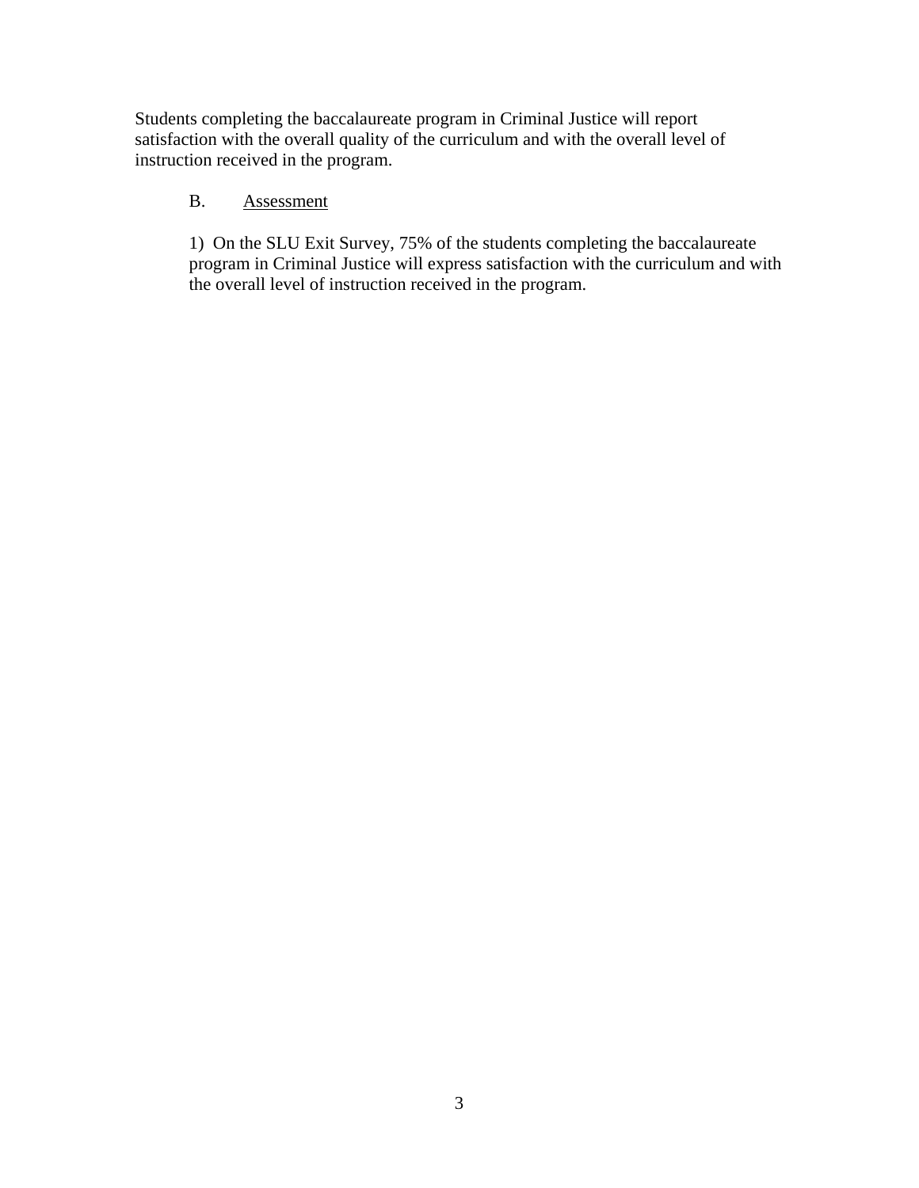Students completing the baccalaureate program in Criminal Justice will report satisfaction with the overall quality of the curriculum and with the overall level of instruction received in the program.

B. <u>Assessment</u>

1) On the SLU Exit Survey, 75% of the students completing the baccalaureate program in Criminal Justice will express satisfaction with the curriculum and with the overall level of instruction received in the program.